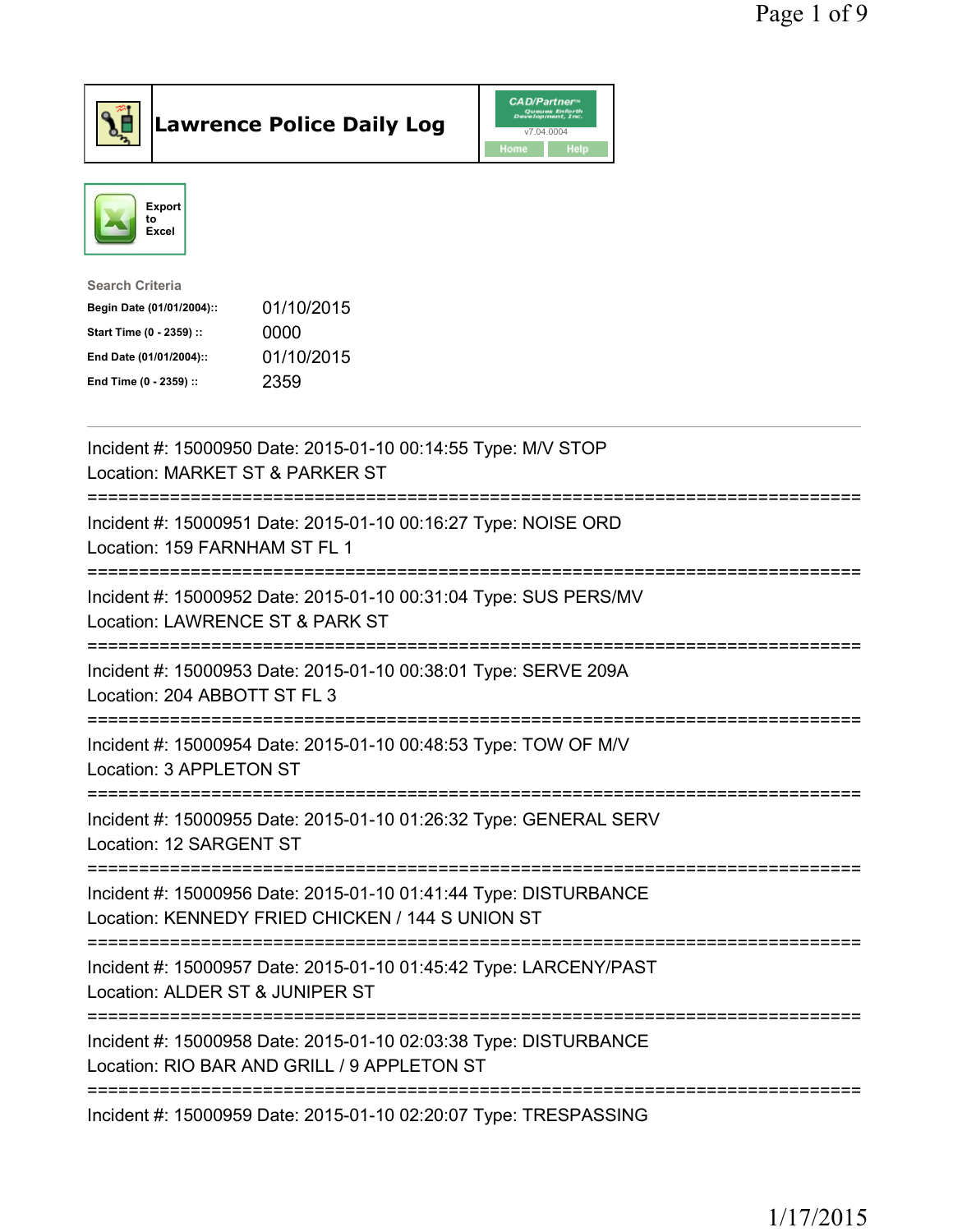# Lawrence Police Daily Log

Export to Excel

**Search Criteria**

| | |
|---|---|
| **Begin Date (01/01/2004)::** | 01/10/2015 |
| **Start Time (0 - 2359) ::** | 0000 |
| **End Date (01/01/2004)::** | 01/10/2015 |
| **End Time (0 - 2359) ::** | 2359 |

---

Incident #: 15000950 Date: 2015-01-10 00:14:55 Type: M/V STOP
Location: MARKET ST & PARKER ST

===========================================================================

Incident #: 15000951 Date: 2015-01-10 00:16:27 Type: NOISE ORD
Location: 159 FARNHAM ST FL 1

===========================================================================

Incident #: 15000952 Date: 2015-01-10 00:31:04 Type: SUS PERS/MV
Location: LAWRENCE ST & PARK ST

===========================================================================

Incident #: 15000953 Date: 2015-01-10 00:38:01 Type: SERVE 209A
Location: 204 ABBOTT ST FL 3

===========================================================================

Incident #: 15000954 Date: 2015-01-10 00:48:53 Type: TOW OF M/V
Location: 3 APPLETON ST

===========================================================================

Incident #: 15000955 Date: 2015-01-10 01:26:32 Type: GENERAL SERV
Location: 12 SARGENT ST

===========================================================================

Incident #: 15000956 Date: 2015-01-10 01:41:44 Type: DISTURBANCE
Location: KENNEDY FRIED CHICKEN / 144 S UNION ST

===========================================================================

Incident #: 15000957 Date: 2015-01-10 01:45:42 Type: LARCENY/PAST
Location: ALDER ST & JUNIPER ST

===========================================================================

Incident #: 15000958 Date: 2015-01-10 02:03:38 Type: DISTURBANCE
Location: RIO BAR AND GRILL / 9 APPLETON ST

===========================================================================

Incident #: 15000959 Date: 2015-01-10 02:20:07 Type: TRESPASSING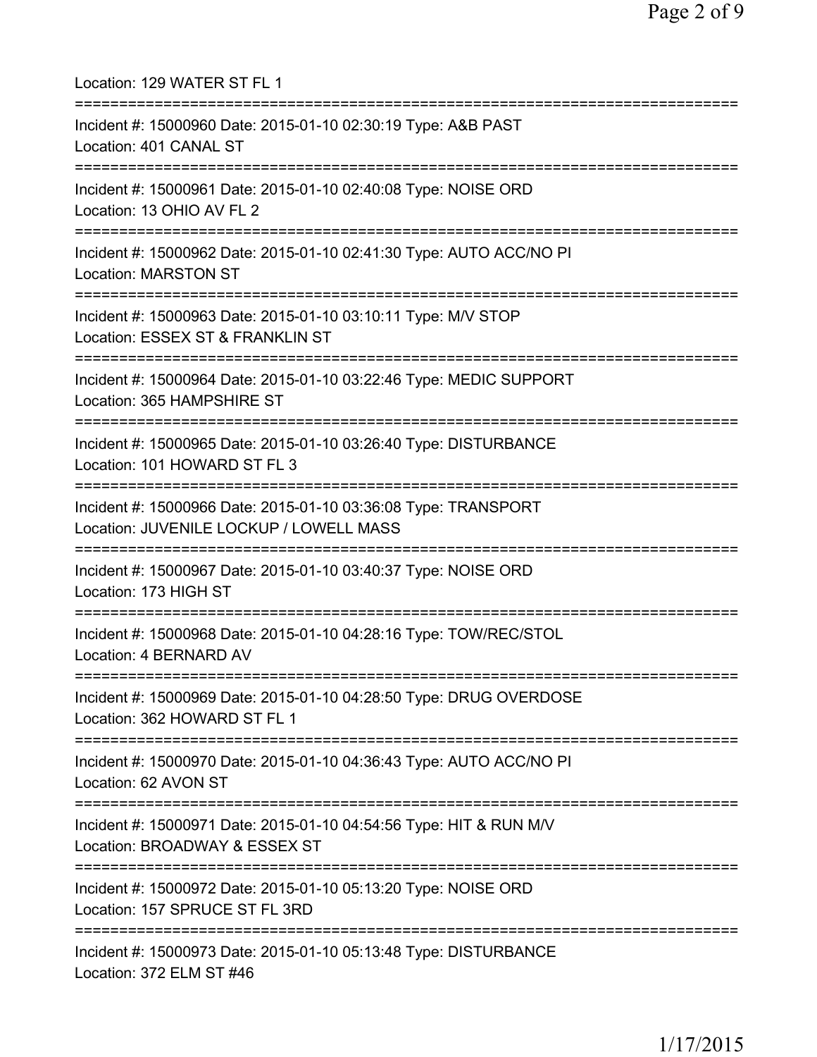Location: 129 WATER ST FL 1

===========================================================================

Incident #: 15000960 Date: 2015-01-10 02:30:19 Type: A&B PAST
Location: 401 CANAL ST

===========================================================================

Incident #: 15000961 Date: 2015-01-10 02:40:08 Type: NOISE ORD
Location: 13 OHIO AV FL 2

===========================================================================

Incident #: 15000962 Date: 2015-01-10 02:41:30 Type: AUTO ACC/NO PI
Location: MARSTON ST

===========================================================================

Incident #: 15000963 Date: 2015-01-10 03:10:11 Type: M/V STOP
Location: ESSEX ST & FRANKLIN ST

===========================================================================

Incident #: 15000964 Date: 2015-01-10 03:22:46 Type: MEDIC SUPPORT
Location: 365 HAMPSHIRE ST

===========================================================================

Incident #: 15000965 Date: 2015-01-10 03:26:40 Type: DISTURBANCE
Location: 101 HOWARD ST FL 3

===========================================================================

Incident #: 15000966 Date: 2015-01-10 03:36:08 Type: TRANSPORT
Location: JUVENILE LOCKUP / LOWELL MASS

===========================================================================

Incident #: 15000967 Date: 2015-01-10 03:40:37 Type: NOISE ORD
Location: 173 HIGH ST

===========================================================================

Incident #: 15000968 Date: 2015-01-10 04:28:16 Type: TOW/REC/STOL
Location: 4 BERNARD AV

===========================================================================

Incident #: 15000969 Date: 2015-01-10 04:28:50 Type: DRUG OVERDOSE
Location: 362 HOWARD ST FL 1

===========================================================================

Incident #: 15000970 Date: 2015-01-10 04:36:43 Type: AUTO ACC/NO PI
Location: 62 AVON ST

===========================================================================

Incident #: 15000971 Date: 2015-01-10 04:54:56 Type: HIT & RUN M/V
Location: BROADWAY & ESSEX ST

===========================================================================

Incident #: 15000972 Date: 2015-01-10 05:13:20 Type: NOISE ORD
Location: 157 SPRUCE ST FL 3RD

===========================================================================

Incident #: 15000973 Date: 2015-01-10 05:13:48 Type: DISTURBANCE
Location: 372 ELM ST #46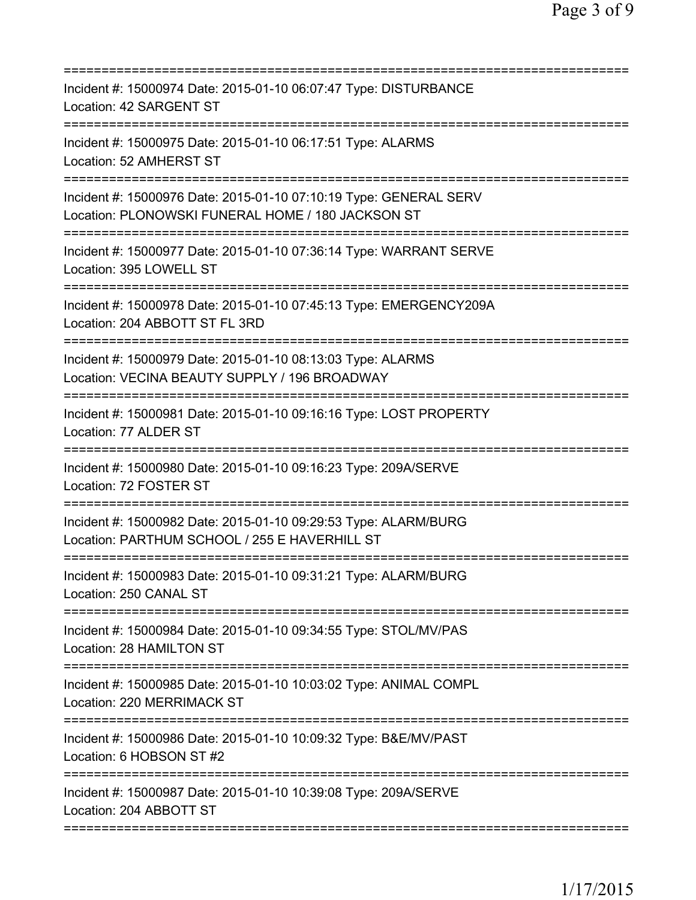===========================================================================
Incident #: 15000974 Date: 2015-01-10 06:07:47 Type: DISTURBANCE
Location: 42 SARGENT ST
===========================================================================
Incident #: 15000975 Date: 2015-01-10 06:17:51 Type: ALARMS
Location: 52 AMHERST ST
===========================================================================
Incident #: 15000976 Date: 2015-01-10 07:10:19 Type: GENERAL SERV
Location: PLONOWSKI FUNERAL HOME / 180 JACKSON ST
===========================================================================
Incident #: 15000977 Date: 2015-01-10 07:36:14 Type: WARRANT SERVE
Location: 395 LOWELL ST
===========================================================================
Incident #: 15000978 Date: 2015-01-10 07:45:13 Type: EMERGENCY209A
Location: 204 ABBOTT ST FL 3RD
===========================================================================
Incident #: 15000979 Date: 2015-01-10 08:13:03 Type: ALARMS
Location: VECINA BEAUTY SUPPLY / 196 BROADWAY
===========================================================================
Incident #: 15000981 Date: 2015-01-10 09:16:16 Type: LOST PROPERTY
Location: 77 ALDER ST
===========================================================================
Incident #: 15000980 Date: 2015-01-10 09:16:23 Type: 209A/SERVE
Location: 72 FOSTER ST
===========================================================================
Incident #: 15000982 Date: 2015-01-10 09:29:53 Type: ALARM/BURG
Location: PARTHUM SCHOOL / 255 E HAVERHILL ST
===========================================================================
Incident #: 15000983 Date: 2015-01-10 09:31:21 Type: ALARM/BURG
Location: 250 CANAL ST
===========================================================================
Incident #: 15000984 Date: 2015-01-10 09:34:55 Type: STOL/MV/PAS
Location: 28 HAMILTON ST
===========================================================================
Incident #: 15000985 Date: 2015-01-10 10:03:02 Type: ANIMAL COMPL
Location: 220 MERRIMACK ST
===========================================================================
Incident #: 15000986 Date: 2015-01-10 10:09:32 Type: B&E/MV/PAST
Location: 6 HOBSON ST #2
===========================================================================
Incident #: 15000987 Date: 2015-01-10 10:39:08 Type: 209A/SERVE
Location: 204 ABBOTT ST
===========================================================================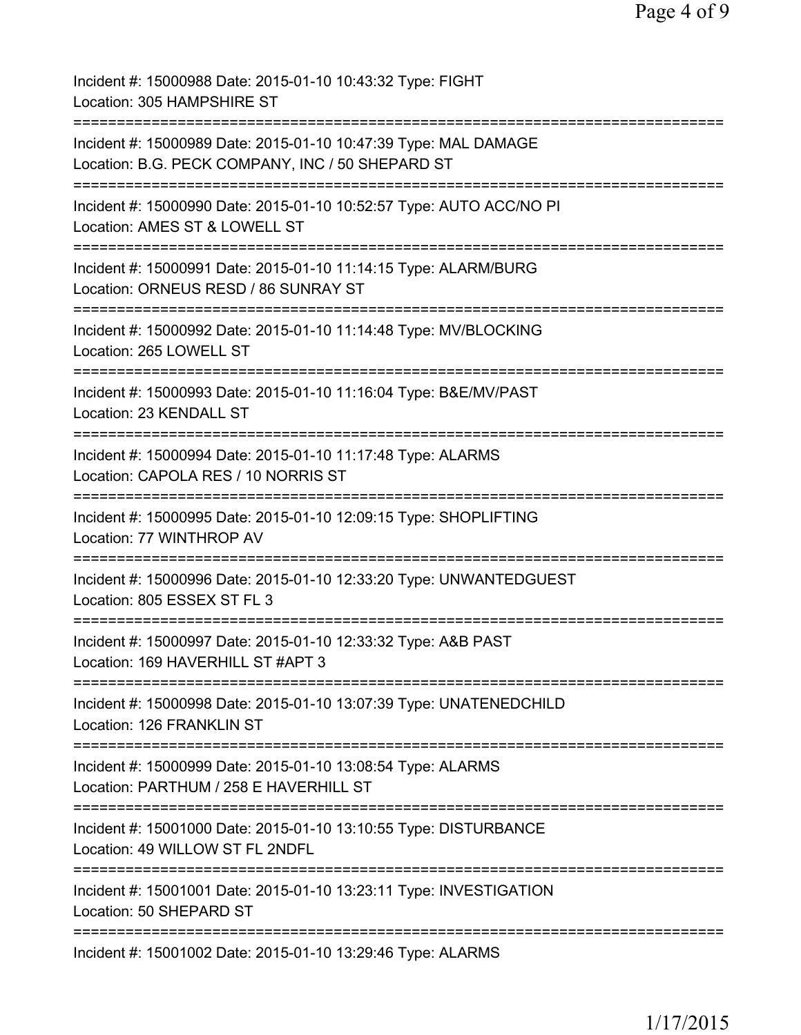Incident #: 15000988 Date: 2015-01-10 10:43:32 Type: FIGHT
Location: 305 HAMPSHIRE ST

===========================================================================

Incident #: 15000989 Date: 2015-01-10 10:47:39 Type: MAL DAMAGE
Location: B.G. PECK COMPANY, INC / 50 SHEPARD ST

===========================================================================

Incident #: 15000990 Date: 2015-01-10 10:52:57 Type: AUTO ACC/NO PI
Location: AMES ST & LOWELL ST

===========================================================================

Incident #: 15000991 Date: 2015-01-10 11:14:15 Type: ALARM/BURG
Location: ORNEUS RESD / 86 SUNRAY ST

===========================================================================

Incident #: 15000992 Date: 2015-01-10 11:14:48 Type: MV/BLOCKING
Location: 265 LOWELL ST

===========================================================================

Incident #: 15000993 Date: 2015-01-10 11:16:04 Type: B&E/MV/PAST
Location: 23 KENDALL ST

===========================================================================

Incident #: 15000994 Date: 2015-01-10 11:17:48 Type: ALARMS
Location: CAPOLA RES / 10 NORRIS ST

===========================================================================

Incident #: 15000995 Date: 2015-01-10 12:09:15 Type: SHOPLIFTING
Location: 77 WINTHROP AV

===========================================================================

Incident #: 15000996 Date: 2015-01-10 12:33:20 Type: UNWANTEDGUEST
Location: 805 ESSEX ST FL 3

===========================================================================

Incident #: 15000997 Date: 2015-01-10 12:33:32 Type: A&B PAST
Location: 169 HAVERHILL ST #APT 3

===========================================================================

Incident #: 15000998 Date: 2015-01-10 13:07:39 Type: UNATENEDCHILD
Location: 126 FRANKLIN ST

===========================================================================

Incident #: 15000999 Date: 2015-01-10 13:08:54 Type: ALARMS
Location: PARTHUM / 258 E HAVERHILL ST

===========================================================================

Incident #: 15001000 Date: 2015-01-10 13:10:55 Type: DISTURBANCE
Location: 49 WILLOW ST FL 2NDFL

===========================================================================

Incident #: 15001001 Date: 2015-01-10 13:23:11 Type: INVESTIGATION
Location: 50 SHEPARD ST

===========================================================================

Incident #: 15001002 Date: 2015-01-10 13:29:46 Type: ALARMS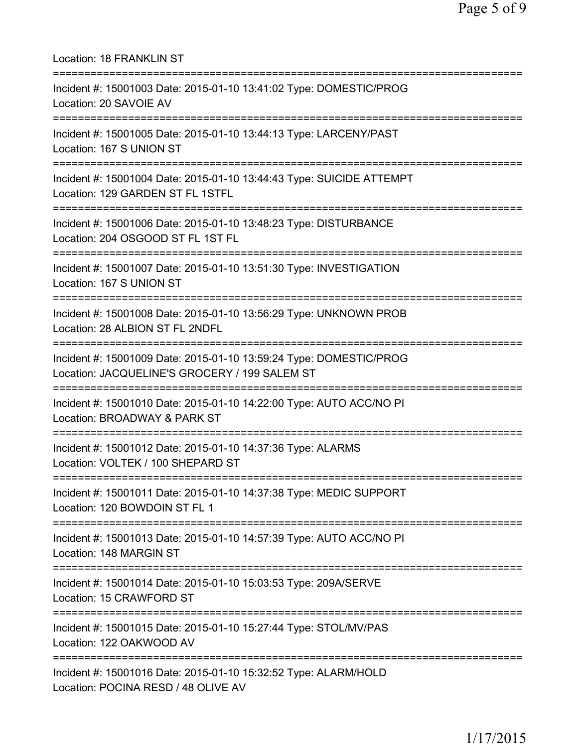Location: 18 FRANKLIN ST

===========================================================================

Incident #: 15001003 Date: 2015-01-10 13:41:02 Type: DOMESTIC/PROG
Location: 20 SAVOIE AV

===========================================================================

Incident #: 15001005 Date: 2015-01-10 13:44:13 Type: LARCENY/PAST
Location: 167 S UNION ST

===========================================================================

Incident #: 15001004 Date: 2015-01-10 13:44:43 Type: SUICIDE ATTEMPT
Location: 129 GARDEN ST FL 1STFL

===========================================================================

Incident #: 15001006 Date: 2015-01-10 13:48:23 Type: DISTURBANCE
Location: 204 OSGOOD ST FL 1ST FL

===========================================================================

Incident #: 15001007 Date: 2015-01-10 13:51:30 Type: INVESTIGATION
Location: 167 S UNION ST

===========================================================================

Incident #: 15001008 Date: 2015-01-10 13:56:29 Type: UNKNOWN PROB
Location: 28 ALBION ST FL 2NDFL

===========================================================================

Incident #: 15001009 Date: 2015-01-10 13:59:24 Type: DOMESTIC/PROG
Location: JACQUELINE'S GROCERY / 199 SALEM ST

===========================================================================

Incident #: 15001010 Date: 2015-01-10 14:22:00 Type: AUTO ACC/NO PI
Location: BROADWAY & PARK ST

===========================================================================

Incident #: 15001012 Date: 2015-01-10 14:37:36 Type: ALARMS
Location: VOLTEK / 100 SHEPARD ST

===========================================================================

Incident #: 15001011 Date: 2015-01-10 14:37:38 Type: MEDIC SUPPORT
Location: 120 BOWDOIN ST FL 1

===========================================================================

Incident #: 15001013 Date: 2015-01-10 14:57:39 Type: AUTO ACC/NO PI
Location: 148 MARGIN ST

===========================================================================

Incident #: 15001014 Date: 2015-01-10 15:03:53 Type: 209A/SERVE
Location: 15 CRAWFORD ST

===========================================================================

Incident #: 15001015 Date: 2015-01-10 15:27:44 Type: STOL/MV/PAS
Location: 122 OAKWOOD AV

===========================================================================

Incident #: 15001016 Date: 2015-01-10 15:32:52 Type: ALARM/HOLD
Location: POCINA RESD / 48 OLIVE AV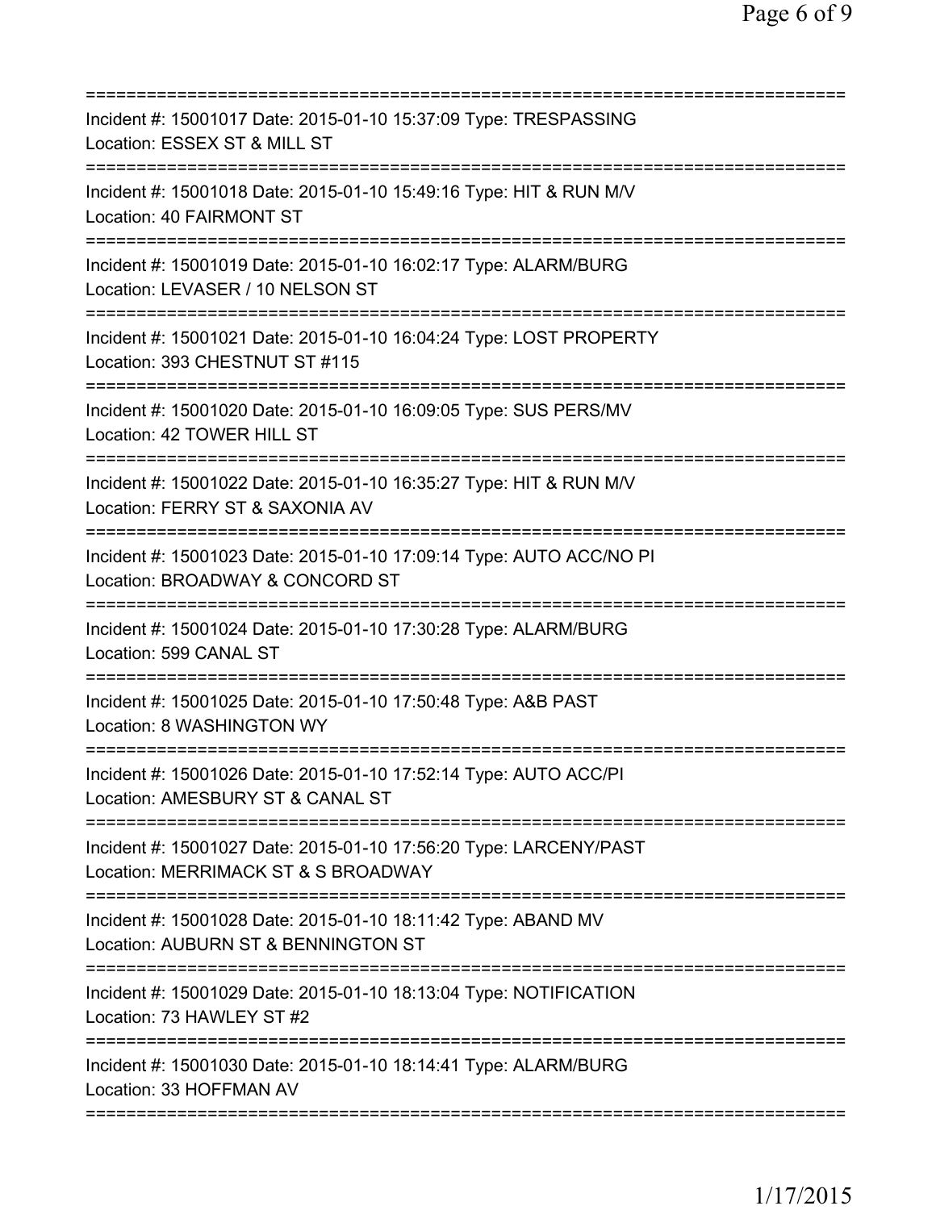===========================================================================
Incident #: 15001017 Date: 2015-01-10 15:37:09 Type: TRESPASSING
Location: ESSEX ST & MILL ST
===========================================================================
Incident #: 15001018 Date: 2015-01-10 15:49:16 Type: HIT & RUN M/V
Location: 40 FAIRMONT ST
===========================================================================
Incident #: 15001019 Date: 2015-01-10 16:02:17 Type: ALARM/BURG
Location: LEVASER / 10 NELSON ST
===========================================================================
Incident #: 15001021 Date: 2015-01-10 16:04:24 Type: LOST PROPERTY
Location: 393 CHESTNUT ST #115
===========================================================================
Incident #: 15001020 Date: 2015-01-10 16:09:05 Type: SUS PERS/MV
Location: 42 TOWER HILL ST
===========================================================================
Incident #: 15001022 Date: 2015-01-10 16:35:27 Type: HIT & RUN M/V
Location: FERRY ST & SAXONIA AV
===========================================================================
Incident #: 15001023 Date: 2015-01-10 17:09:14 Type: AUTO ACC/NO PI
Location: BROADWAY & CONCORD ST
===========================================================================
Incident #: 15001024 Date: 2015-01-10 17:30:28 Type: ALARM/BURG
Location: 599 CANAL ST
===========================================================================
Incident #: 15001025 Date: 2015-01-10 17:50:48 Type: A&B PAST
Location: 8 WASHINGTON WY
===========================================================================
Incident #: 15001026 Date: 2015-01-10 17:52:14 Type: AUTO ACC/PI
Location: AMESBURY ST & CANAL ST
===========================================================================
Incident #: 15001027 Date: 2015-01-10 17:56:20 Type: LARCENY/PAST
Location: MERRIMACK ST & S BROADWAY
===========================================================================
Incident #: 15001028 Date: 2015-01-10 18:11:42 Type: ABAND MV
Location: AUBURN ST & BENNINGTON ST
===========================================================================
Incident #: 15001029 Date: 2015-01-10 18:13:04 Type: NOTIFICATION
Location: 73 HAWLEY ST #2
===========================================================================
Incident #: 15001030 Date: 2015-01-10 18:14:41 Type: ALARM/BURG
Location: 33 HOFFMAN AV
===========================================================================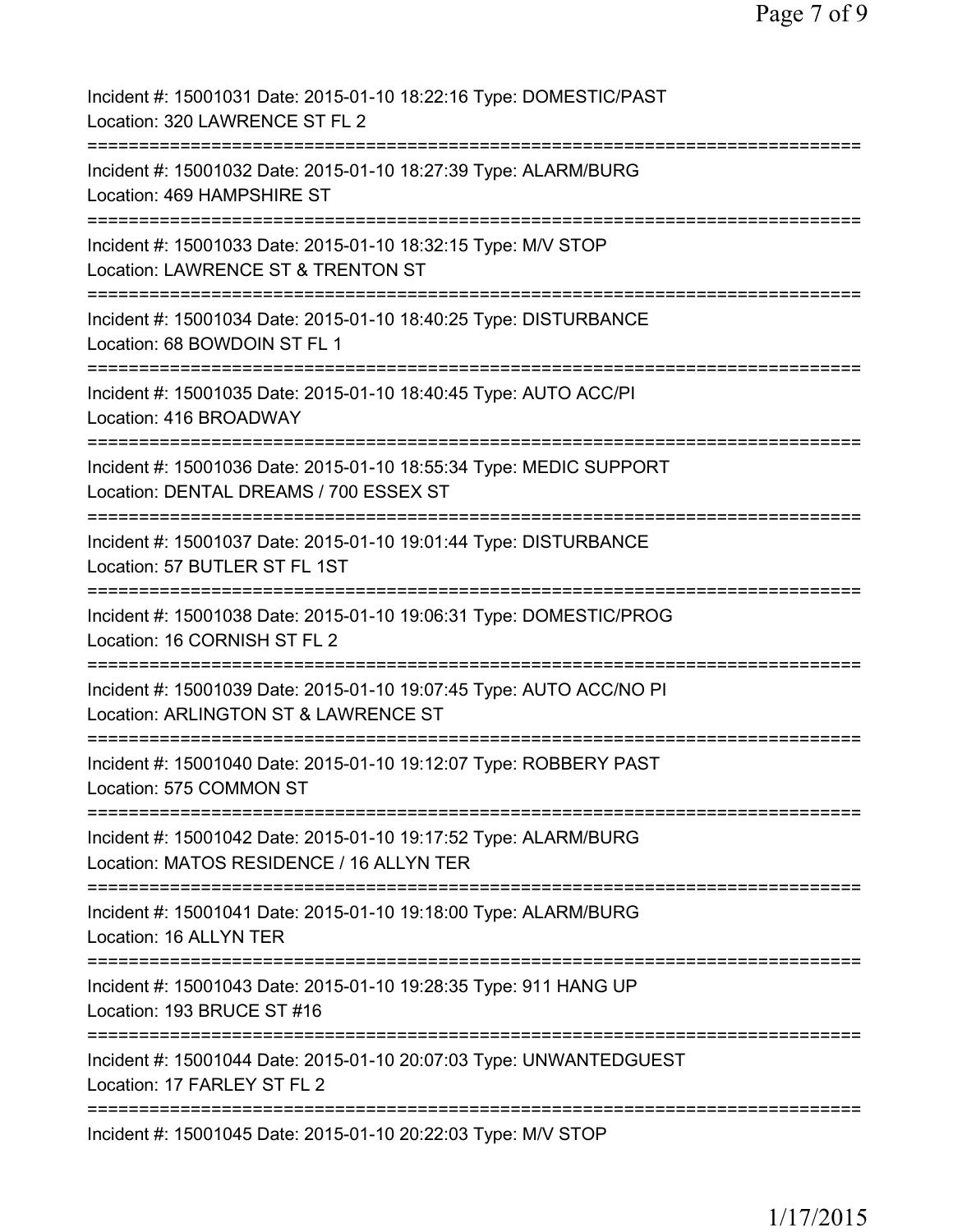Incident #: 15001031 Date: 2015-01-10 18:22:16 Type: DOMESTIC/PAST
Location: 320 LAWRENCE ST FL 2

===========================================================================

Incident #: 15001032 Date: 2015-01-10 18:27:39 Type: ALARM/BURG
Location: 469 HAMPSHIRE ST

===========================================================================

Incident #: 15001033 Date: 2015-01-10 18:32:15 Type: M/V STOP
Location: LAWRENCE ST & TRENTON ST

===========================================================================

Incident #: 15001034 Date: 2015-01-10 18:40:25 Type: DISTURBANCE
Location: 68 BOWDOIN ST FL 1

===========================================================================

Incident #: 15001035 Date: 2015-01-10 18:40:45 Type: AUTO ACC/PI
Location: 416 BROADWAY

===========================================================================

Incident #: 15001036 Date: 2015-01-10 18:55:34 Type: MEDIC SUPPORT
Location: DENTAL DREAMS / 700 ESSEX ST

===========================================================================

Incident #: 15001037 Date: 2015-01-10 19:01:44 Type: DISTURBANCE
Location: 57 BUTLER ST FL 1ST

===========================================================================

Incident #: 15001038 Date: 2015-01-10 19:06:31 Type: DOMESTIC/PROG
Location: 16 CORNISH ST FL 2

===========================================================================

Incident #: 15001039 Date: 2015-01-10 19:07:45 Type: AUTO ACC/NO PI
Location: ARLINGTON ST & LAWRENCE ST

===========================================================================

Incident #: 15001040 Date: 2015-01-10 19:12:07 Type: ROBBERY PAST
Location: 575 COMMON ST

===========================================================================

Incident #: 15001042 Date: 2015-01-10 19:17:52 Type: ALARM/BURG
Location: MATOS RESIDENCE / 16 ALLYN TER

===========================================================================

Incident #: 15001041 Date: 2015-01-10 19:18:00 Type: ALARM/BURG
Location: 16 ALLYN TER

===========================================================================

Incident #: 15001043 Date: 2015-01-10 19:28:35 Type: 911 HANG UP
Location: 193 BRUCE ST #16

===========================================================================

Incident #: 15001044 Date: 2015-01-10 20:07:03 Type: UNWANTEDGUEST
Location: 17 FARLEY ST FL 2

===========================================================================

Incident #: 15001045 Date: 2015-01-10 20:22:03 Type: M/V STOP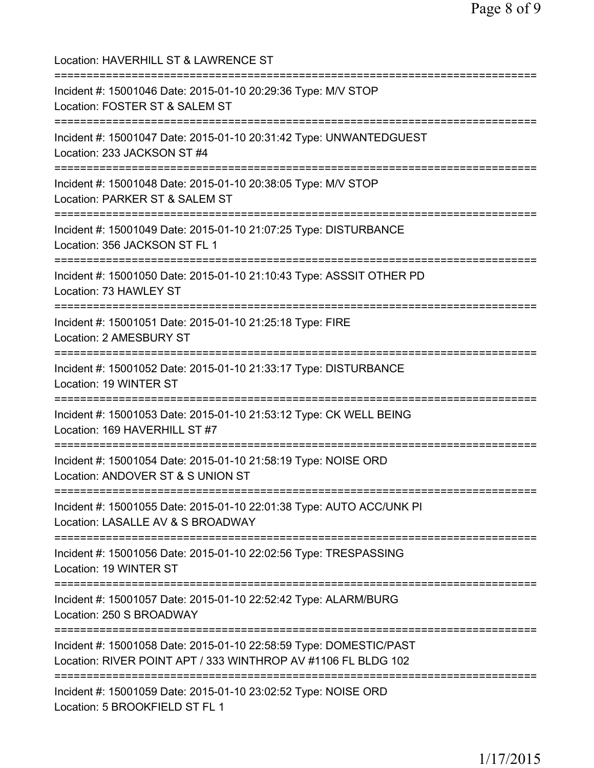Location: HAVERHILL ST & LAWRENCE ST

===========================================================================

Incident #: 15001046 Date: 2015-01-10 20:29:36 Type: M/V STOP
Location: FOSTER ST & SALEM ST

===========================================================================

Incident #: 15001047 Date: 2015-01-10 20:31:42 Type: UNWANTEDGUEST
Location: 233 JACKSON ST #4

===========================================================================

Incident #: 15001048 Date: 2015-01-10 20:38:05 Type: M/V STOP
Location: PARKER ST & SALEM ST

===========================================================================

Incident #: 15001049 Date: 2015-01-10 21:07:25 Type: DISTURBANCE
Location: 356 JACKSON ST FL 1

===========================================================================

Incident #: 15001050 Date: 2015-01-10 21:10:43 Type: ASSSIT OTHER PD
Location: 73 HAWLEY ST

===========================================================================

Incident #: 15001051 Date: 2015-01-10 21:25:18 Type: FIRE
Location: 2 AMESBURY ST

===========================================================================

Incident #: 15001052 Date: 2015-01-10 21:33:17 Type: DISTURBANCE
Location: 19 WINTER ST

===========================================================================

Incident #: 15001053 Date: 2015-01-10 21:53:12 Type: CK WELL BEING
Location: 169 HAVERHILL ST #7

===========================================================================

Incident #: 15001054 Date: 2015-01-10 21:58:19 Type: NOISE ORD
Location: ANDOVER ST & S UNION ST

===========================================================================

Incident #: 15001055 Date: 2015-01-10 22:01:38 Type: AUTO ACC/UNK PI
Location: LASALLE AV & S BROADWAY

===========================================================================

Incident #: 15001056 Date: 2015-01-10 22:02:56 Type: TRESPASSING
Location: 19 WINTER ST

===========================================================================

Incident #: 15001057 Date: 2015-01-10 22:52:42 Type: ALARM/BURG
Location: 250 S BROADWAY

===========================================================================

Incident #: 15001058 Date: 2015-01-10 22:58:59 Type: DOMESTIC/PAST
Location: RIVER POINT APT / 333 WINTHROP AV #1106 FL BLDG 102

===========================================================================

Incident #: 15001059 Date: 2015-01-10 23:02:52 Type: NOISE ORD
Location: 5 BROOKFIELD ST FL 1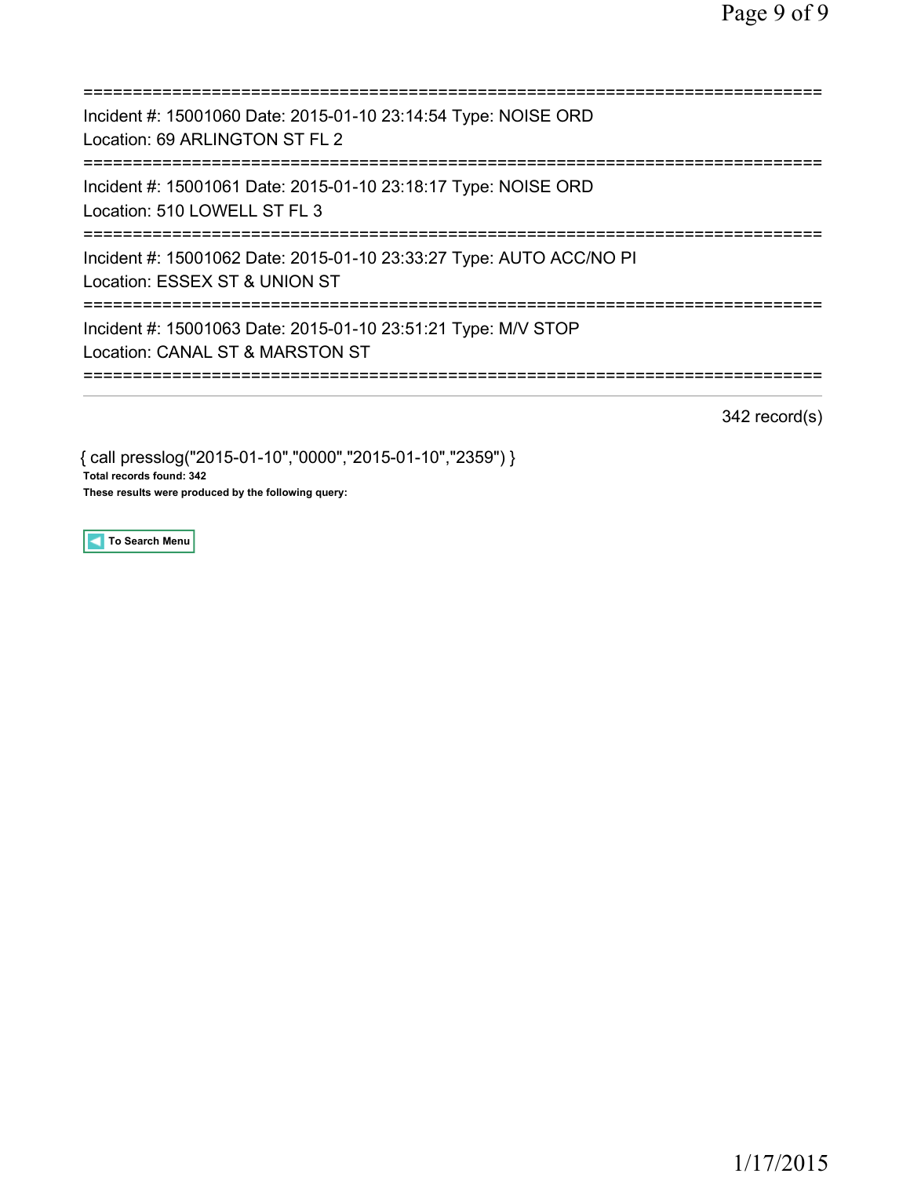===========================================================================

Incident #: 15001060 Date: 2015-01-10 23:14:54 Type: NOISE ORD
Location: 69 ARLINGTON ST FL 2

===========================================================================

Incident #: 15001061 Date: 2015-01-10 23:18:17 Type: NOISE ORD
Location: 510 LOWELL ST FL 3

===========================================================================

Incident #: 15001062 Date: 2015-01-10 23:33:27 Type: AUTO ACC/NO PI
Location: ESSEX ST & UNION ST

===========================================================================

Incident #: 15001063 Date: 2015-01-10 23:51:21 Type: M/V STOP
Location: CANAL ST & MARSTON ST

===========================================================================

342 record(s)

{ call presslog("2015-01-10","0000","2015-01-10","2359") }

**Total records found: 342**

**These results were produced by the following query:**

**To Search Menu**